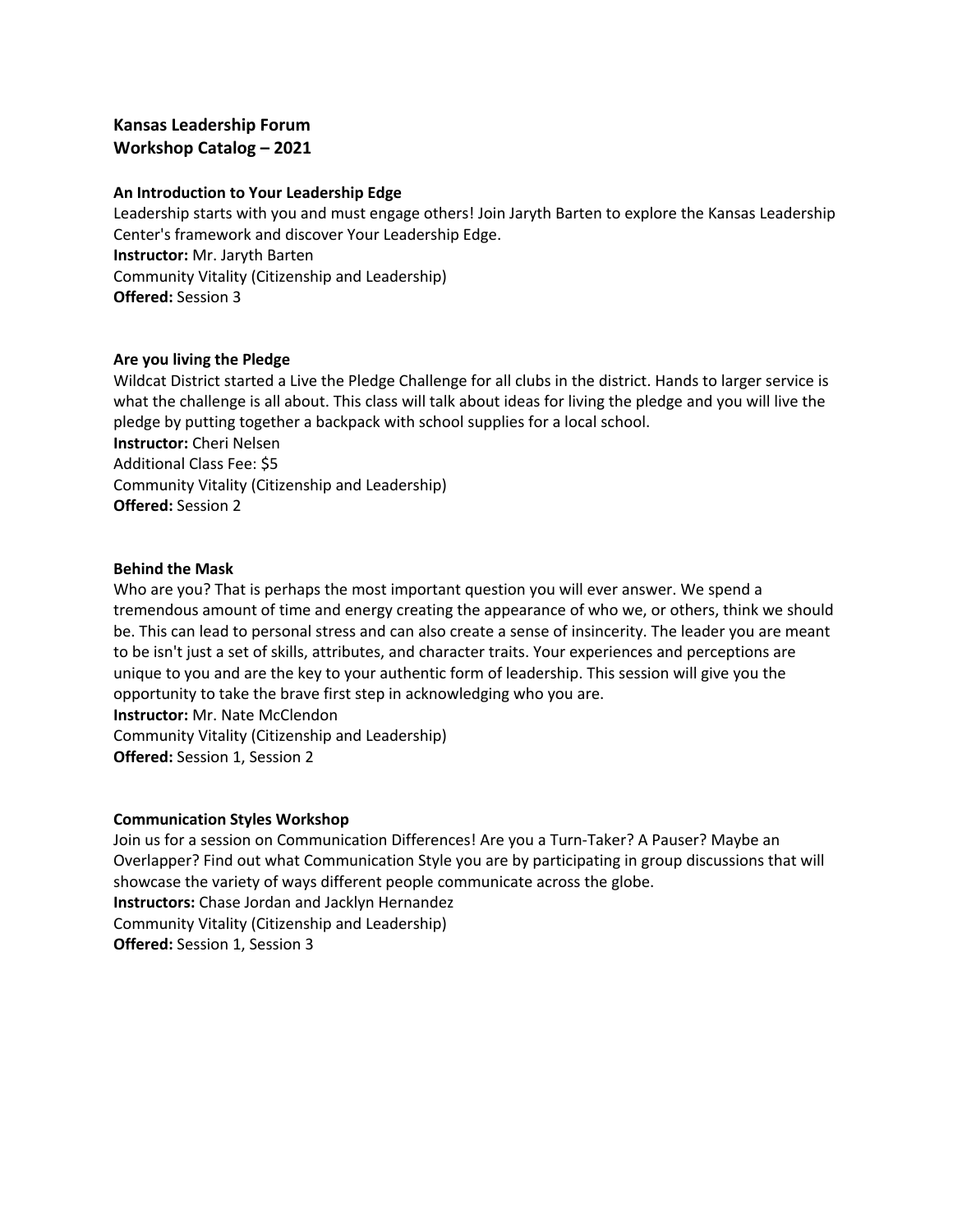# Kansas Leadership Forum
# Workshop Catalog – 2021

### An Introduction to Your Leadership Edge

Leadership starts with you and must engage others! Join Jaryth Barten to explore the Kansas Leadership Center's framework and discover Your Leadership Edge.

**Instructor:** Mr. Jaryth Barten

Community Vitality (Citizenship and Leadership)

**Offered:** Session 3

### Are you living the Pledge

Wildcat District started a Live the Pledge Challenge for all clubs in the district. Hands to larger service is what the challenge is all about. This class will talk about ideas for living the pledge and you will live the pledge by putting together a backpack with school supplies for a local school.

**Instructor:** Cheri Nelsen

Additional Class Fee: $5

Community Vitality (Citizenship and Leadership)

**Offered:** Session 2

### Behind the Mask

Who are you? That is perhaps the most important question you will ever answer. We spend a tremendous amount of time and energy creating the appearance of who we, or others, think we should be. This can lead to personal stress and can also create a sense of insincerity. The leader you are meant to be isn't just a set of skills, attributes, and character traits. Your experiences and perceptions are unique to you and are the key to your authentic form of leadership. This session will give you the opportunity to take the brave first step in acknowledging who you are.

**Instructor:** Mr. Nate McClendon

Community Vitality (Citizenship and Leadership)

**Offered:** Session 1, Session 2

### Communication Styles Workshop

Join us for a session on Communication Differences! Are you a Turn-Taker? A Pauser? Maybe an Overlapper? Find out what Communication Style you are by participating in group discussions that will showcase the variety of ways different people communicate across the globe.

**Instructors:** Chase Jordan and Jacklyn Hernandez

Community Vitality (Citizenship and Leadership)

**Offered:** Session 1, Session 3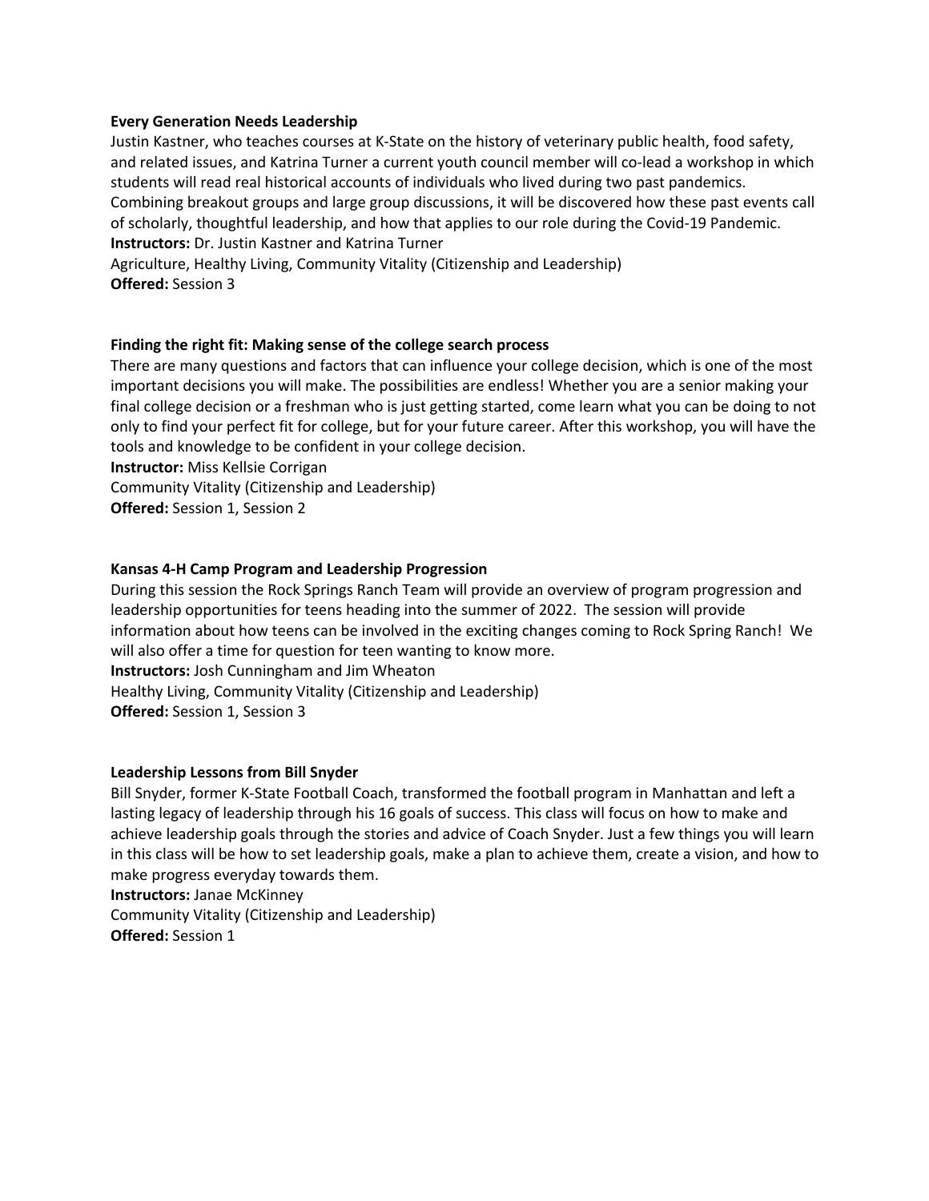**Every Generation Needs Leadership**

Justin Kastner, who teaches courses at K-State on the history of veterinary public health, food safety, and related issues, and Katrina Turner a current youth council member will co-lead a workshop in which students will read real historical accounts of individuals who lived during two past pandemics. Combining breakout groups and large group discussions, it will be discovered how these past events call of scholarly, thoughtful leadership, and how that applies to our role during the Covid-19 Pandemic.

**Instructors:** Dr. Justin Kastner and Katrina Turner

Agriculture, Healthy Living, Community Vitality (Citizenship and Leadership)

**Offered:** Session 3

**Finding the right fit: Making sense of the college search process**

There are many questions and factors that can influence your college decision, which is one of the most important decisions you will make. The possibilities are endless! Whether you are a senior making your final college decision or a freshman who is just getting started, come learn what you can be doing to not only to find your perfect fit for college, but for your future career. After this workshop, you will have the tools and knowledge to be confident in your college decision.

**Instructor:** Miss Kellsie Corrigan

Community Vitality (Citizenship and Leadership)

**Offered:** Session 1, Session 2

**Kansas 4-H Camp Program and Leadership Progression**

During this session the Rock Springs Ranch Team will provide an overview of program progression and leadership opportunities for teens heading into the summer of 2022. The session will provide information about how teens can be involved in the exciting changes coming to Rock Spring Ranch! We will also offer a time for question for teen wanting to know more.

**Instructors:** Josh Cunningham and Jim Wheaton

Healthy Living, Community Vitality (Citizenship and Leadership)

**Offered:** Session 1, Session 3

**Leadership Lessons from Bill Snyder**

Bill Snyder, former K-State Football Coach, transformed the football program in Manhattan and left a lasting legacy of leadership through his 16 goals of success. This class will focus on how to make and achieve leadership goals through the stories and advice of Coach Snyder. Just a few things you will learn in this class will be how to set leadership goals, make a plan to achieve them, create a vision, and how to make progress everyday towards them.

**Instructors:** Janae McKinney

Community Vitality (Citizenship and Leadership)

**Offered:** Session 1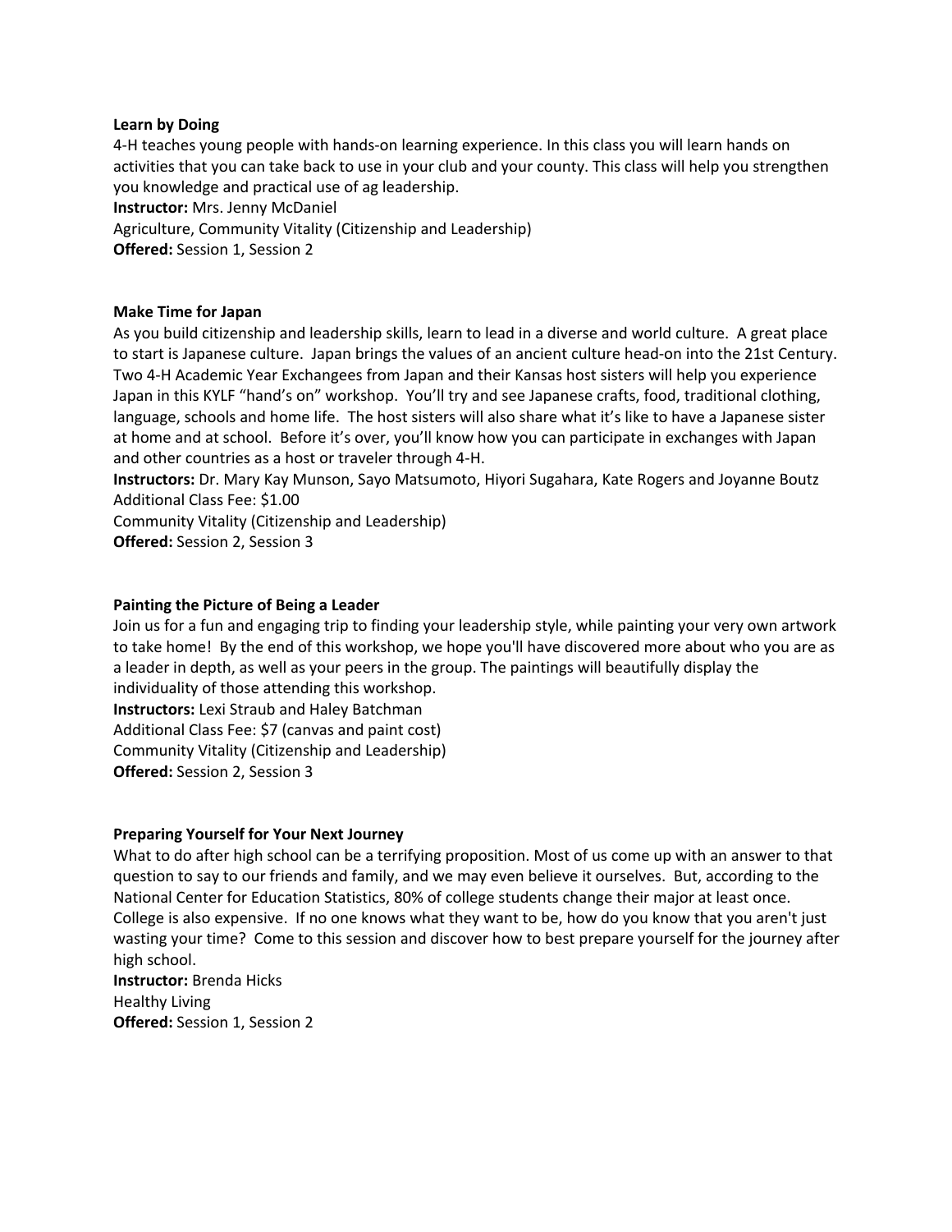**Learn by Doing**

4-H teaches young people with hands-on learning experience. In this class you will learn hands on activities that you can take back to use in your club and your county. This class will help you strengthen you knowledge and practical use of ag leadership.

**Instructor:** Mrs. Jenny McDaniel

Agriculture, Community Vitality (Citizenship and Leadership)

**Offered:** Session 1, Session 2

**Make Time for Japan**

As you build citizenship and leadership skills, learn to lead in a diverse and world culture. A great place to start is Japanese culture. Japan brings the values of an ancient culture head-on into the 21st Century. Two 4-H Academic Year Exchangees from Japan and their Kansas host sisters will help you experience Japan in this KYLF "hand's on" workshop. You'll try and see Japanese crafts, food, traditional clothing, language, schools and home life. The host sisters will also share what it's like to have a Japanese sister at home and at school. Before it's over, you'll know how you can participate in exchanges with Japan and other countries as a host or traveler through 4-H.

**Instructors:** Dr. Mary Kay Munson, Sayo Matsumoto, Hiyori Sugahara, Kate Rogers and Joyanne Boutz

Additional Class Fee: $1.00

Community Vitality (Citizenship and Leadership)

**Offered:** Session 2, Session 3

**Painting the Picture of Being a Leader**

Join us for a fun and engaging trip to finding your leadership style, while painting your very own artwork to take home! By the end of this workshop, we hope you'll have discovered more about who you are as a leader in depth, as well as your peers in the group. The paintings will beautifully display the individuality of those attending this workshop.

**Instructors:** Lexi Straub and Haley Batchman

Additional Class Fee: $7 (canvas and paint cost)

Community Vitality (Citizenship and Leadership)

**Offered:** Session 2, Session 3

**Preparing Yourself for Your Next Journey**

What to do after high school can be a terrifying proposition. Most of us come up with an answer to that question to say to our friends and family, and we may even believe it ourselves. But, according to the National Center for Education Statistics, 80% of college students change their major at least once. College is also expensive. If no one knows what they want to be, how do you know that you aren't just wasting your time? Come to this session and discover how to best prepare yourself for the journey after high school.

**Instructor:** Brenda Hicks

Healthy Living

**Offered:** Session 1, Session 2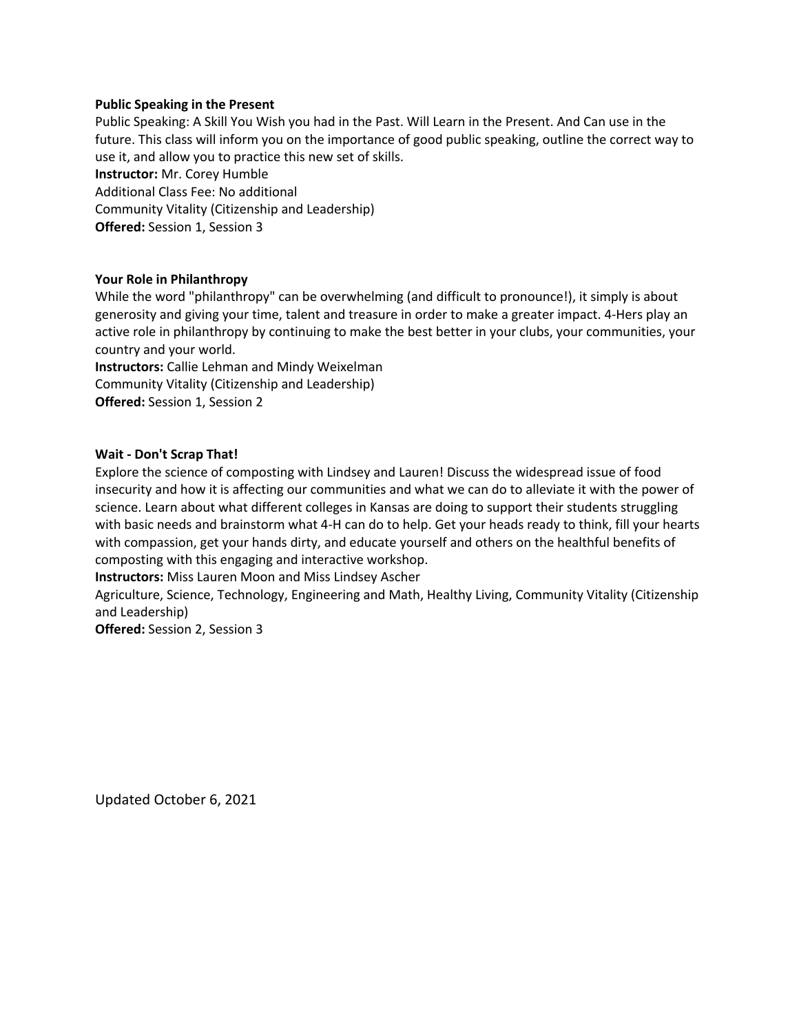**Public Speaking in the Present**

Public Speaking: A Skill You Wish you had in the Past. Will Learn in the Present. And Can use in the future. This class will inform you on the importance of good public speaking, outline the correct way to use it, and allow you to practice this new set of skills.

**Instructor:** Mr. Corey Humble

Additional Class Fee: No additional

Community Vitality (Citizenship and Leadership)

**Offered:** Session 1, Session 3

**Your Role in Philanthropy**

While the word "philanthropy" can be overwhelming (and difficult to pronounce!), it simply is about generosity and giving your time, talent and treasure in order to make a greater impact. 4-Hers play an active role in philanthropy by continuing to make the best better in your clubs, your communities, your country and your world.

**Instructors:** Callie Lehman and Mindy Weixelman

Community Vitality (Citizenship and Leadership)

**Offered:** Session 1, Session 2

**Wait - Don't Scrap That!**

Explore the science of composting with Lindsey and Lauren! Discuss the widespread issue of food insecurity and how it is affecting our communities and what we can do to alleviate it with the power of science. Learn about what different colleges in Kansas are doing to support their students struggling with basic needs and brainstorm what 4-H can do to help. Get your heads ready to think, fill your hearts with compassion, get your hands dirty, and educate yourself and others on the healthful benefits of composting with this engaging and interactive workshop.

**Instructors:** Miss Lauren Moon and Miss Lindsey Ascher

Agriculture, Science, Technology, Engineering and Math, Healthy Living, Community Vitality (Citizenship and Leadership)

**Offered:** Session 2, Session 3

Updated October 6, 2021